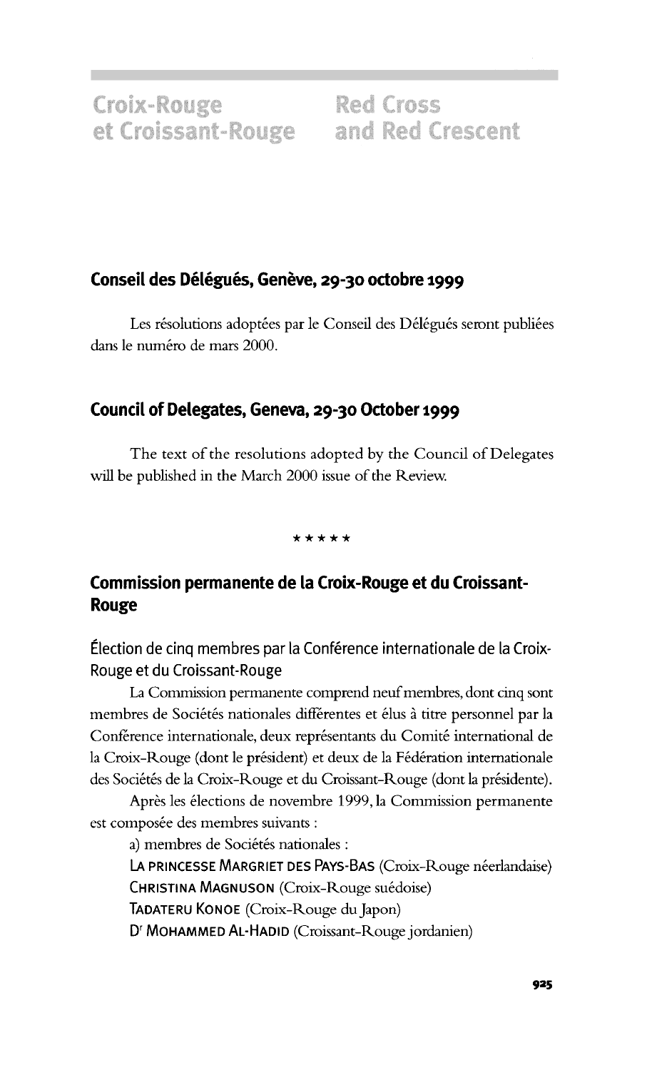# Croix-Rouge et Croissant-Rouge

# Red Cross and Red Crescent

## Conseil des Délégués, Genève, 29-30 octobre 1999

Les résolutions adoptées par le Conseil des Délégués seront publiées dans le numéro de mars 2000.

## Council of Delegates, Geneva, 29-30 October 1999

The text of the resolutions adopted by the Council of Delegates will be published in the March 2000 issue of the Review.

*****

## Commission permanente de la Croix-Rouge et du Croissant-Rouge

### Élection de cinq membres par la Conférence internationale de la Croix-Rouge et du Croissant-Rouge

La Commission permanente comprend neuf membres, dont cinq sont membres de Sociétés nationales différentes et élus à titre personnel par la Conférence internationale, deux représentants du Comité international de la Croix-Rouge (dont le président) et deux de la Fédération internationale des Sociétés de la Croix-Rouge et du Croissant-Rouge (dont la présidente).

Après les élections de novembre 1999, la Commission permanente est composée des membres suivants :

a) membres de Sociétés nationales :

LA PRINCESSE MARGRIET DES PAYS-BAS (Croix-Rouge néerlandaise)

CHRISTINA MAGNUSON (Croix-Rouge suédoise)

TADATERU KONOE (Croix-Rouge du Japon)

Dr MOHAMMED AL-HADID (Croissant-Rouge jordanien)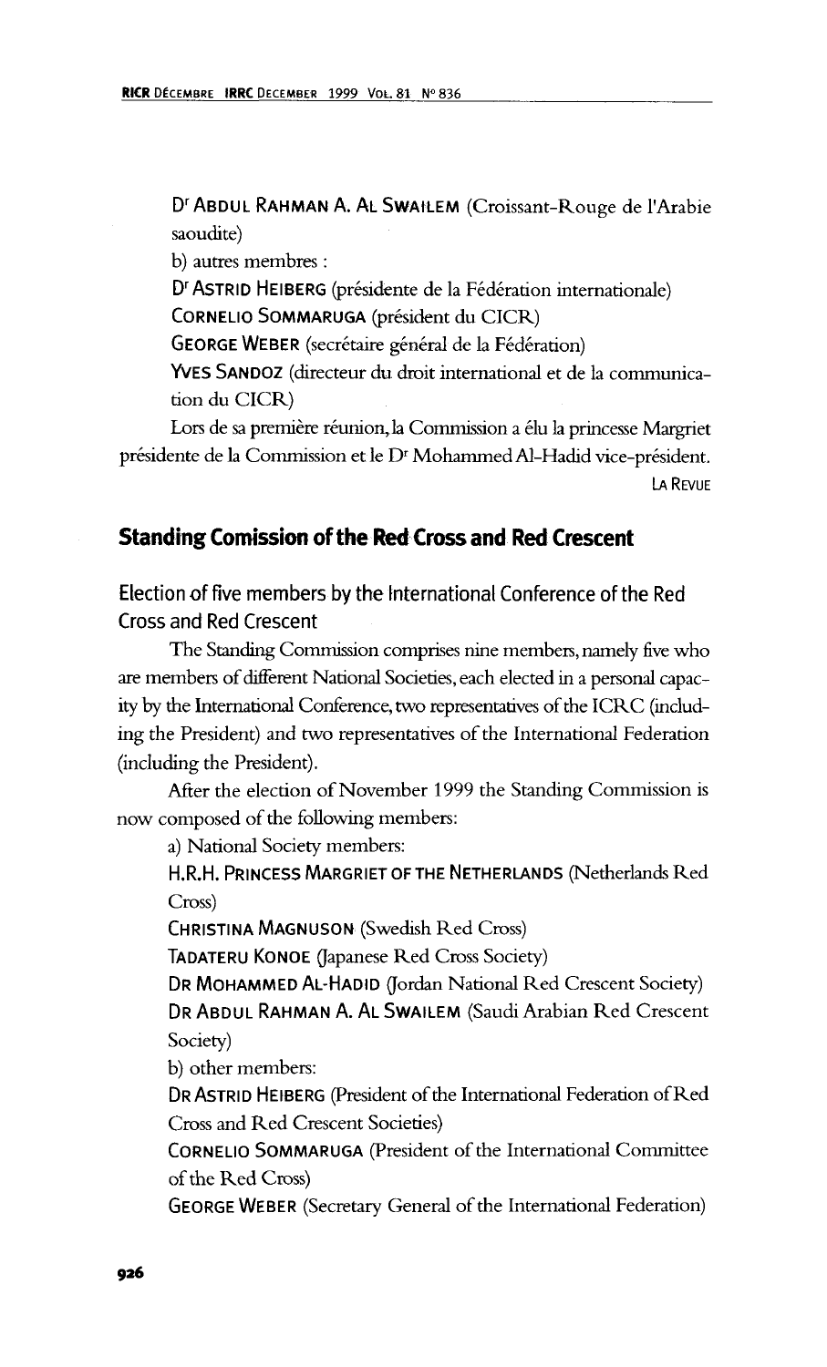Dr Abdul Rahman A. Al Swailem (Croissant-Rouge de l'Arabie saoudite)

b) autres membres :

Dr Astrid Heiberg (présidente de la Fédération internationale)

Cornelio Sommaruga (président du CICR)

George Weber (secrétaire général de la Fédération)

Yves Sandoz (directeur du droit international et de la communication du CICR)

Lors de sa première réunion, la Commission a élu la princesse Margriet présidente de la Commission et le Dr Mohammed Al-Hadid vice-président.

La Revue

## Standing Comission of the Red Cross and Red Crescent

### Election of five members by the International Conference of the Red Cross and Red Crescent

The Standing Commission comprises nine members, namely five who are members of different National Societies, each elected in a personal capacity by the International Conference, two representatives of the ICRC (including the President) and two representatives of the International Federation (including the President).

After the election of November 1999 the Standing Commission is now composed of the following members:

a) National Society members:

H.R.H. Princess Margriet of the Netherlands (Netherlands Red Cross)

Christina Magnuson (Swedish Red Cross)

Tadateru Konoe (Japanese Red Cross Society)

Dr Mohammed Al-Hadid (Jordan National Red Crescent Society)

Dr Abdul Rahman A. Al Swailem (Saudi Arabian Red Crescent Society)

b) other members:

Dr Astrid Heiberg (President of the International Federation of Red Cross and Red Crescent Societies)

Cornelio Sommaruga (President of the International Committee of the Red Cross)

George Weber (Secretary General of the International Federation)